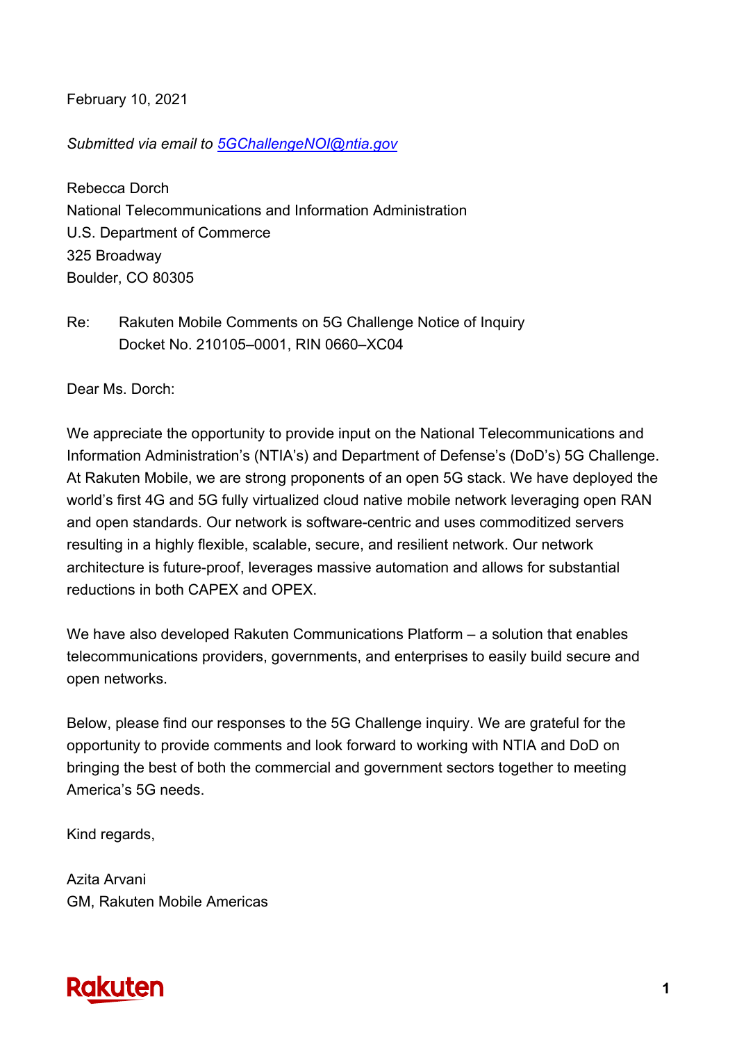February 10, 2021

*Submitted via email to [5GChallengeNOI@ntia.gov](mailto:5GChallengeNOI@ntia.gov)*

Rebecca Dorch  
National Telecommunications and Information Administration  
U.S. Department of Commerce  
325 Broadway  
Boulder, CO 80305

Re: Rakuten Mobile Comments on 5G Challenge Notice of Inquiry  
Docket No. 210105–0001, RIN 0660–XC04

Dear Ms. Dorch:

We appreciate the opportunity to provide input on the National Telecommunications and Information Administration's (NTIA's) and Department of Defense's (DoD's) 5G Challenge. At Rakuten Mobile, we are strong proponents of an open 5G stack. We have deployed the world's first 4G and 5G fully virtualized cloud native mobile network leveraging open RAN and open standards. Our network is software-centric and uses commoditized servers resulting in a highly flexible, scalable, secure, and resilient network. Our network architecture is future-proof, leverages massive automation and allows for substantial reductions in both CAPEX and OPEX.

We have also developed Rakuten Communications Platform – a solution that enables telecommunications providers, governments, and enterprises to easily build secure and open networks.

Below, please find our responses to the 5G Challenge inquiry. We are grateful for the opportunity to provide comments and look forward to working with NTIA and DoD on bringing the best of both the commercial and government sectors together to meeting America's 5G needs.

Kind regards,

Azita Arvani  
GM, Rakuten Mobile Americas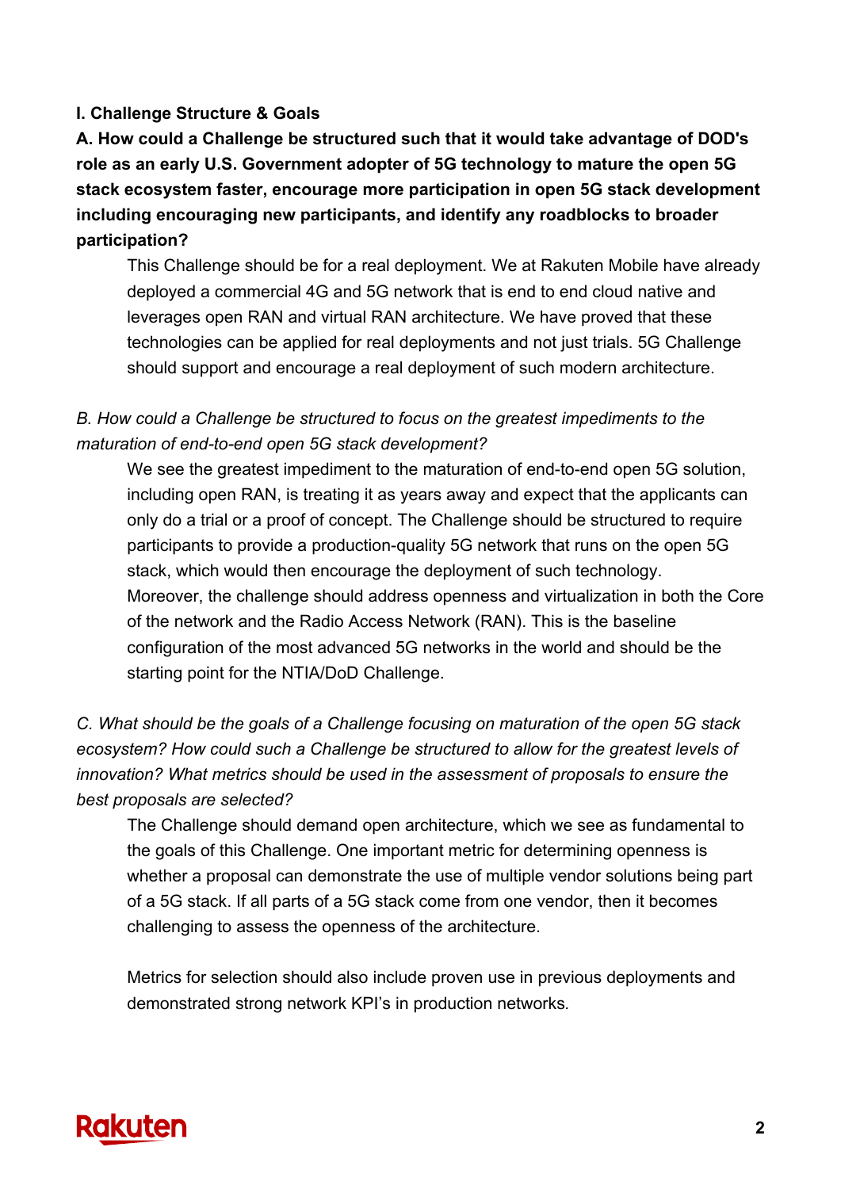**I. Challenge Structure & Goals**

**A. How could a Challenge be structured such that it would take advantage of DOD's role as an early U.S. Government adopter of 5G technology to mature the open 5G stack ecosystem faster, encourage more participation in open 5G stack development including encouraging new participants, and identify any roadblocks to broader participation?**

This Challenge should be for a real deployment. We at Rakuten Mobile have already deployed a commercial 4G and 5G network that is end to end cloud native and leverages open RAN and virtual RAN architecture. We have proved that these technologies can be applied for real deployments and not just trials. 5G Challenge should support and encourage a real deployment of such modern architecture.

*B. How could a Challenge be structured to focus on the greatest impediments to the maturation of end-to-end open 5G stack development?*

We see the greatest impediment to the maturation of end-to-end open 5G solution, including open RAN, is treating it as years away and expect that the applicants can only do a trial or a proof of concept. The Challenge should be structured to require participants to provide a production-quality 5G network that runs on the open 5G stack, which would then encourage the deployment of such technology. Moreover, the challenge should address openness and virtualization in both the Core of the network and the Radio Access Network (RAN). This is the baseline configuration of the most advanced 5G networks in the world and should be the starting point for the NTIA/DoD Challenge.

*C. What should be the goals of a Challenge focusing on maturation of the open 5G stack ecosystem? How could such a Challenge be structured to allow for the greatest levels of innovation? What metrics should be used in the assessment of proposals to ensure the best proposals are selected?*

The Challenge should demand open architecture, which we see as fundamental to the goals of this Challenge. One important metric for determining openness is whether a proposal can demonstrate the use of multiple vendor solutions being part of a 5G stack. If all parts of a 5G stack come from one vendor, then it becomes challenging to assess the openness of the architecture.

Metrics for selection should also include proven use in previous deployments and demonstrated strong network KPI's in production networks.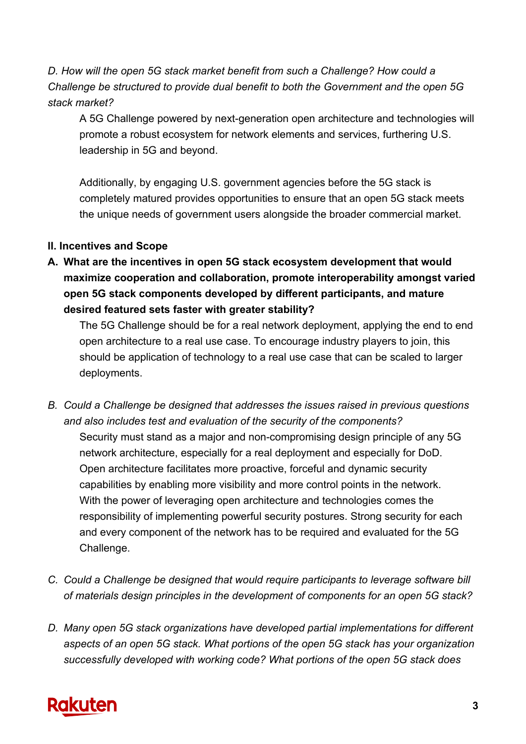*D. How will the open 5G stack market benefit from such a Challenge? How could a Challenge be structured to provide dual benefit to both the Government and the open 5G stack market?*

A 5G Challenge powered by next-generation open architecture and technologies will promote a robust ecosystem for network elements and services, furthering U.S. leadership in 5G and beyond.

Additionally, by engaging U.S. government agencies before the 5G stack is completely matured provides opportunities to ensure that an open 5G stack meets the unique needs of government users alongside the broader commercial market.

**II. Incentives and Scope**

**A. What are the incentives in open 5G stack ecosystem development that would maximize cooperation and collaboration, promote interoperability amongst varied open 5G stack components developed by different participants, and mature desired featured sets faster with greater stability?**

The 5G Challenge should be for a real network deployment, applying the end to end open architecture to a real use case. To encourage industry players to join, this should be application of technology to a real use case that can be scaled to larger deployments.

*B. Could a Challenge be designed that addresses the issues raised in previous questions and also includes test and evaluation of the security of the components?*

Security must stand as a major and non-compromising design principle of any 5G network architecture, especially for a real deployment and especially for DoD. Open architecture facilitates more proactive, forceful and dynamic security capabilities by enabling more visibility and more control points in the network. With the power of leveraging open architecture and technologies comes the responsibility of implementing powerful security postures. Strong security for each and every component of the network has to be required and evaluated for the 5G Challenge.

*C. Could a Challenge be designed that would require participants to leverage software bill of materials design principles in the development of components for an open 5G stack?*

*D. Many open 5G stack organizations have developed partial implementations for different aspects of an open 5G stack. What portions of the open 5G stack has your organization successfully developed with working code? What portions of the open 5G stack does*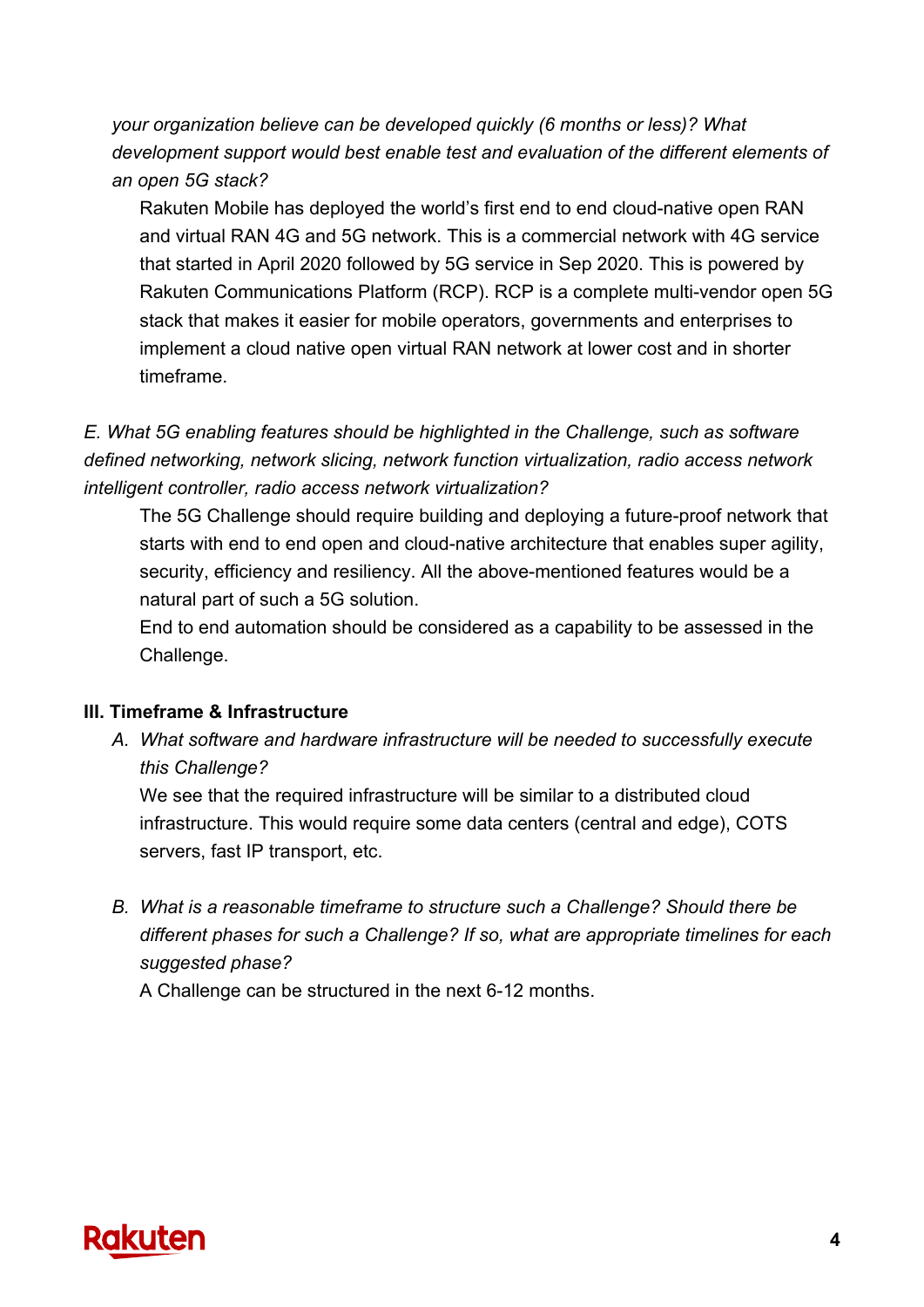*your organization believe can be developed quickly (6 months or less)? What development support would best enable test and evaluation of the different elements of an open 5G stack?*

Rakuten Mobile has deployed the world's first end to end cloud-native open RAN and virtual RAN 4G and 5G network. This is a commercial network with 4G service that started in April 2020 followed by 5G service in Sep 2020. This is powered by Rakuten Communications Platform (RCP). RCP is a complete multi-vendor open 5G stack that makes it easier for mobile operators, governments and enterprises to implement a cloud native open virtual RAN network at lower cost and in shorter timeframe.

*E. What 5G enabling features should be highlighted in the Challenge, such as software defined networking, network slicing, network function virtualization, radio access network intelligent controller, radio access network virtualization?*

The 5G Challenge should require building and deploying a future-proof network that starts with end to end open and cloud-native architecture that enables super agility, security, efficiency and resiliency. All the above-mentioned features would be a natural part of such a 5G solution.

End to end automation should be considered as a capability to be assessed in the Challenge.

**III. Timeframe & Infrastructure**

A. *What software and hardware infrastructure will be needed to successfully execute this Challenge?*

   We see that the required infrastructure will be similar to a distributed cloud infrastructure. This would require some data centers (central and edge), COTS servers, fast IP transport, etc.

B. *What is a reasonable timeframe to structure such a Challenge? Should there be different phases for such a Challenge? If so, what are appropriate timelines for each suggested phase?*

   A Challenge can be structured in the next 6-12 months.

Rakuten